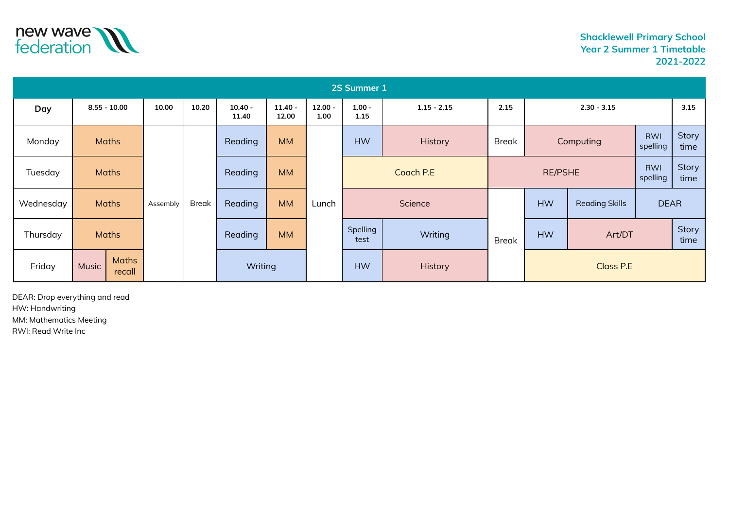new wave federation

**Shacklewell Primary School**
**Year 2 Summer 1 Timetable**
**2021-2022**

## 2S Summer 1

| Day | 8.55 - 10.00 | | 10.00 | 10.20 | 10.40 - 11.40 | 11.40 - 12.00 | 12.00 - 1.00 | 1.00 - 1.15 | 1.15 - 2.15 | 2.15 | 2.30 - 3.15 | | | 3.15 |
|---|---|---|---|---|---|---|---|---|---|---|---|---|---|---|
| Monday | Maths | | Assembly | Break | Reading | MM | Lunch | HW | History | Break | Computing | | RWI spelling | Story time |
| Tuesday | Maths | | Assembly | Break | Reading | MM | Lunch | Coach P.E | | RE/PSHE | | | RWI spelling | Story time |
| Wednesday | Maths | | Assembly | Break | Reading | MM | Lunch | Science | | Break | HW | Reading Skills | DEAR | |
| Thursday | Maths | | Assembly | Break | Reading | MM | Lunch | Spelling test | Writing | Break | HW | Art/DT | | Story time |
| Friday | Music | Maths recall | Assembly | Break | Writing | | Lunch | HW | History | Break | Class P.E | | | |

DEAR: Drop everything and read
HW: Handwriting
MM: Mathematics Meeting
RWI: Read Write Inc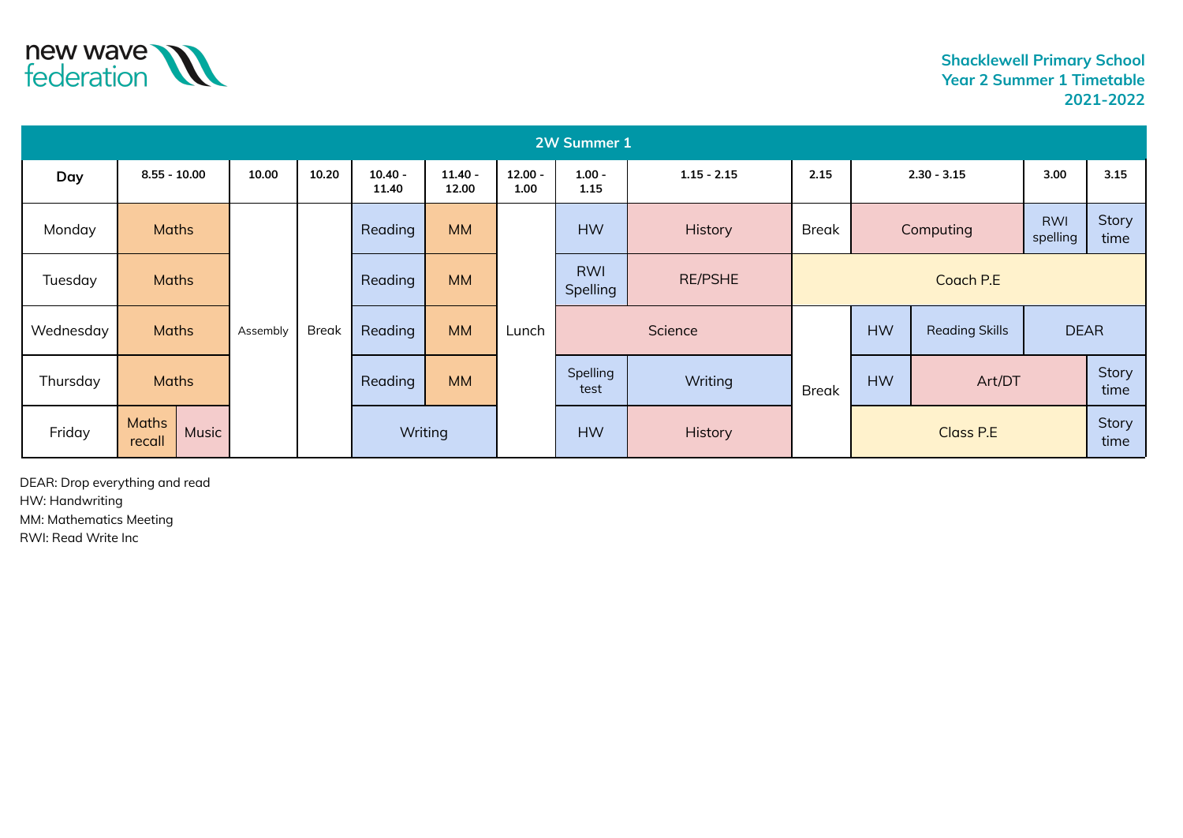new wave federation

**Shacklewell Primary School**
**Year 2 Summer 1 Timetable**
**2021-2022**

## 2W Summer 1

| Day | 8.55 - 10.00 | | 10.00 | 10.20 | 10.40 - 11.40 | 11.40 - 12.00 | 12.00 - 1.00 | 1.00 - 1.15 | 1.15 - 2.15 | 2.15 | 2.30 - 3.15 | | | 3.00 | 3.15 |
|---|---|---|---|---|---|---|---|---|---|---|---|---|---|---|---|
| Monday | Maths | | Assembly | Break | Reading | MM | Lunch | HW | History | Break | Computing | | | RWI spelling | Story time |
| Tuesday | Maths | | Assembly | Break | Reading | MM | Lunch | RWI Spelling | RE/PSHE | Coach P.E | | | | | |
| Wednesday | Maths | | Assembly | Break | Reading | MM | Lunch | Science | | Break | HW | Reading Skills | | DEAR | |
| Thursday | Maths | | Assembly | Break | Reading | MM | Lunch | Spelling test | Writing | Break | HW | Art/DT | | | Story time |
| Friday | Maths recall | Music | Assembly | Break | Writing | | Lunch | HW | History | Break | Class P.E | | | | Story time |

DEAR: Drop everything and read
HW: Handwriting
MM: Mathematics Meeting
RWI: Read Write Inc